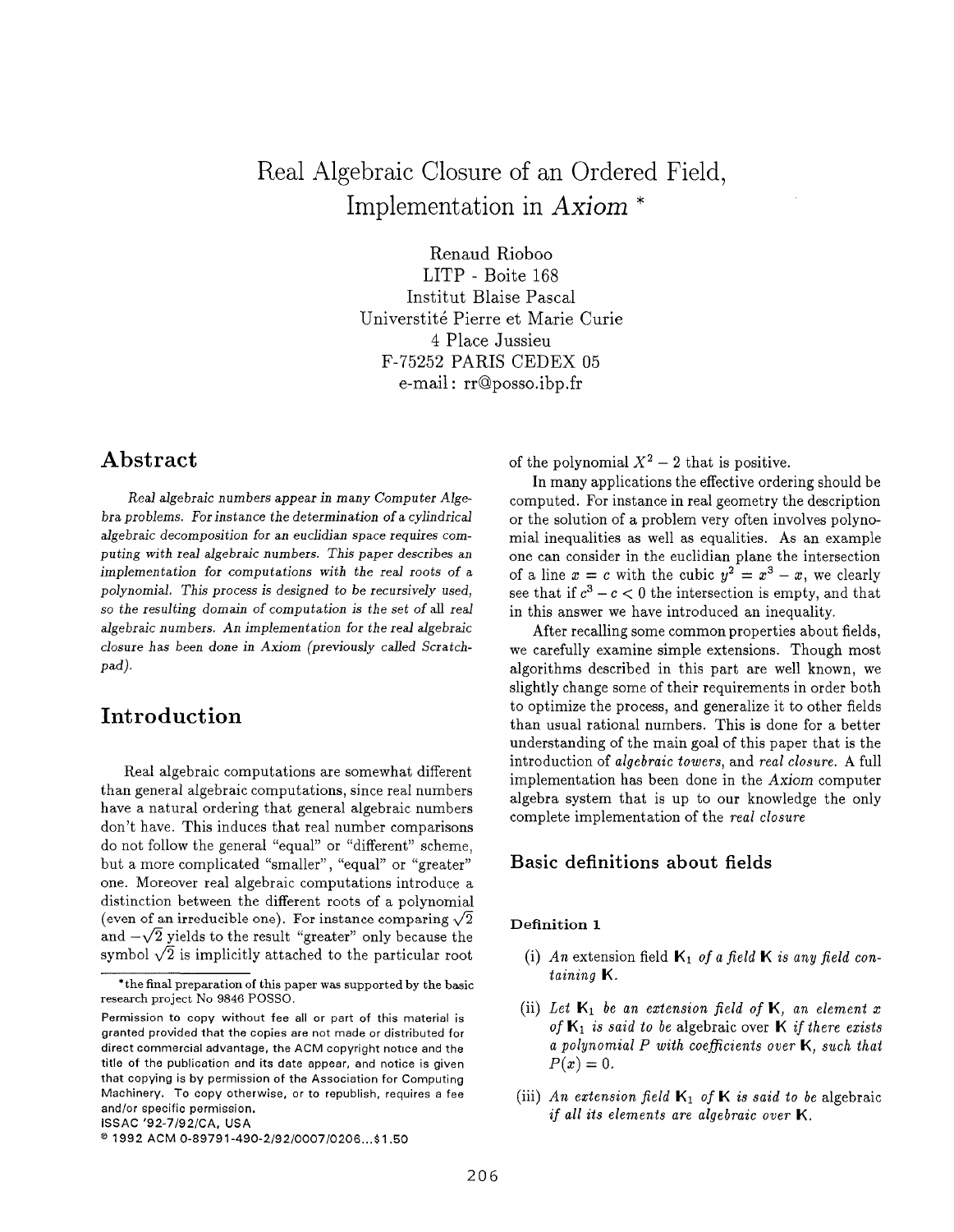# Real Algebraic Closure of an Ordered Field, Implementation in *Axiom* *

Renaud Rioboo
LITP - Boite 168
Institut Blaise Pascal
Universtité Pierre et Marie Curie
4 Place Jussieu
F-75252 PARIS CEDEX 05
e-mail: rr@posso.ibp.fr

## Abstract

*Real algebraic numbers appear in many Computer Algebra problems. For instance the determination of a cylindrical algebraic decomposition for an euclidian space requires computing with real algebraic numbers. This paper describes an implementation for computations with the real roots of a polynomial. This process is designed to be recursively used, so the resulting domain of computation is the set of all real algebraic numbers. An implementation for the real algebraic closure has been done in Axiom (previously called Scratchpad).*

## Introduction

Real algebraic computations are somewhat different than general algebraic computations, since real numbers have a natural ordering that general algebraic numbers don't have. This induces that real number comparisons do not follow the general "equal" or "different" scheme, but a more complicated "smaller", "equal" or "greater" one. Moreover real algebraic computations introduce a distinction between the different roots of a polynomial (even of an irreducible one). For instance comparing $\sqrt{2}$ and $-\sqrt{2}$ yields to the result "greater" only because the symbol $\sqrt{2}$ is implicitly attached to the particular root of the polynomial $X^2 - 2$ that is positive.

In many applications the effective ordering should be computed. For instance in real geometry the description or the solution of a problem very often involves polynomial inequalities as well as equalities. As an example one can consider in the euclidian plane the intersection of a line $x = c$ with the cubic $y^2 = x^3 - x$, we clearly see that if $c^3 - c < 0$ the intersection is empty, and that in this answer we have introduced an inequality.

After recalling some common properties about fields, we carefully examine simple extensions. Though most algorithms described in this part are well known, we slightly change some of their requirements in order both to optimize the process, and generalize it to other fields than usual rational numbers. This is done for a better understanding of the main goal of this paper that is the introduction of *algebraic towers*, and *real closure*. A full implementation has been done in the *Axiom* computer algebra system that is up to our knowledge the only complete implementation of the *real closure*

### Basic definitions about fields

#### Definition 1

(i) *An* extension field $\mathbf{K}_1$ *of a field* $\mathbf{K}$ *is any field containing* $\mathbf{K}$.

(ii) *Let* $\mathbf{K}_1$ *be an extension field of* $\mathbf{K}$, *an element* $x$ *of* $\mathbf{K}_1$ *is said to be* algebraic *over* $\mathbf{K}$ *if there exists a polynomial* $P$ *with coefficients over* $\mathbf{K}$, *such that* $P(x) = 0$.

(iii) *An extension field* $\mathbf{K}_1$ *of* $\mathbf{K}$ *is said to be* algebraic *if all its elements are algebraic over* $\mathbf{K}$.

---

*the final preparation of this paper was supported by the basic research project No 9846 POSSO.

Permission to copy without fee all or part of this material is granted provided that the copies are not made or distributed for direct commercial advantage, the ACM copyright notice and the title of the publication and its date appear, and notice is given that copying is by permission of the Association for Computing Machinery. To copy otherwise, or to republish, requires a fee and/or specific permission.
ISSAC '92-7/92/CA, USA
© 1992 ACM 0-89791-490-2/92/0007/0206...$1.50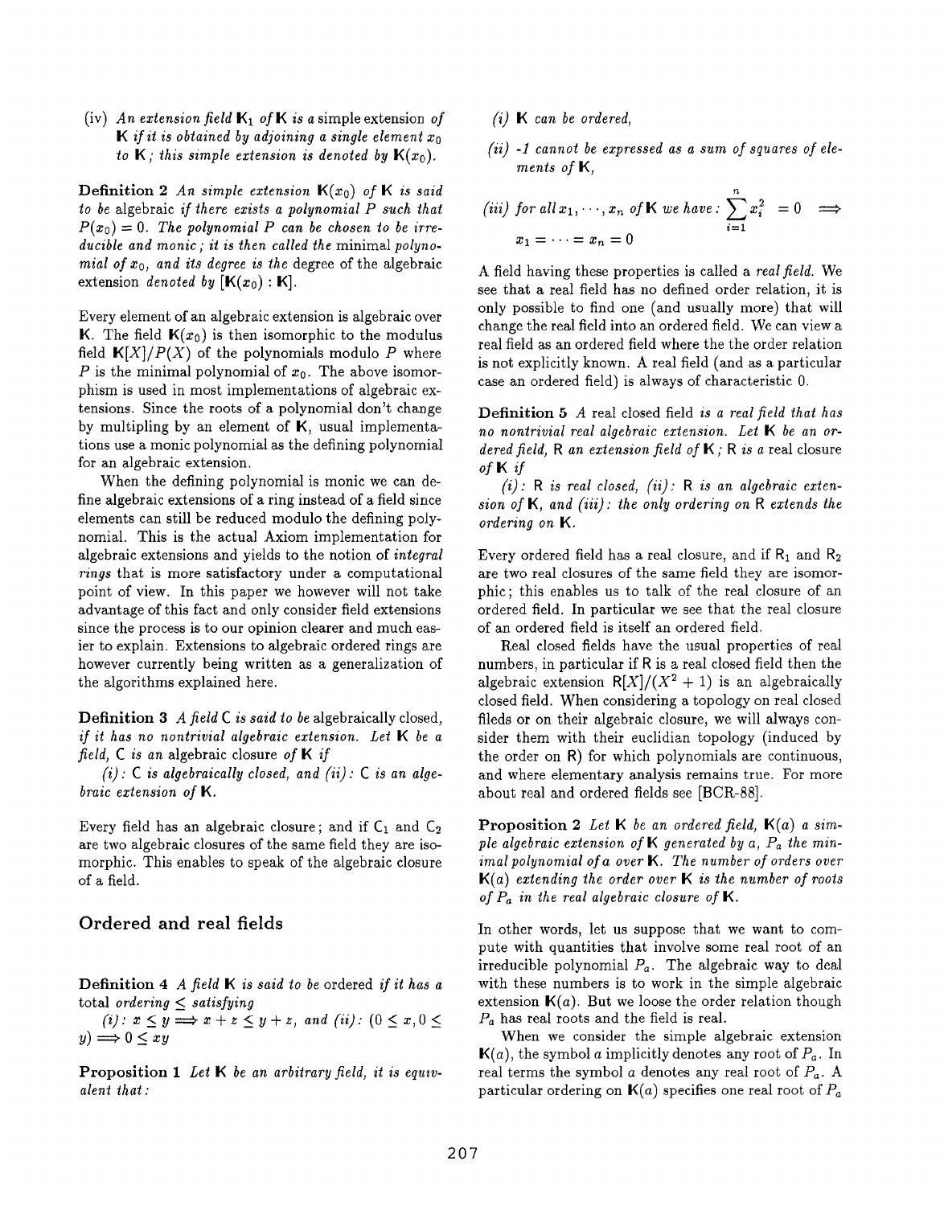(iv) *An extension field* $\mathsf{K}_1$ *of* $\mathsf{K}$ *is a* simple extension *of* $\mathsf{K}$ *if it is obtained by adjoining a single element* $x_0$ *to* $\mathsf{K}$ *; this simple extension is denoted by* $\mathsf{K}(x_0)$.

**Definition 2** *An simple extension* $\mathsf{K}(x_0)$ *of* $\mathsf{K}$ *is said to be* algebraic *if there exists a polynomial* $P$ *such that* $P(x_0) = 0$. *The polynomial* $P$ *can be chosen to be irreducible and monic ; it is then called the* minimal *polynomial of* $x_0$, *and its degree is the* degree of the algebraic extension *denoted by* $[\mathsf{K}(x_0) : \mathsf{K}]$.

Every element of an algebraic extension is algebraic over $\mathsf{K}$. The field $\mathsf{K}(x_0)$ is then isomorphic to the modulus field $\mathsf{K}[X]/P(X)$ of the polynomials modulo $P$ where $P$ is the minimal polynomial of $x_0$. The above isomorphism is used in most implementations of algebraic extensions. Since the roots of a polynomial don't change by multipling by an element of $\mathsf{K}$, usual implementations use a monic polynomial as the defining polynomial for an algebraic extension.

When the defining polynomial is monic we can define algebraic extensions of a ring instead of a field since elements can still be reduced modulo the defining polynomial. This is the actual Axiom implementation for algebraic extensions and yields to the notion of *integral rings* that is more satisfactory under a computational point of view. In this paper we however will not take advantage of this fact and only consider field extensions since the process is to our opinion clearer and much easier to explain. Extensions to algebraic ordered rings are however currently being written as a generalization of the algorithms explained here.

**Definition 3** *A field* $\mathsf{C}$ *is said to be* algebraically closed, *if it has no nontrivial algebraic extension. Let* $\mathsf{K}$ *be a field,* $\mathsf{C}$ *is an* algebraic closure *of* $\mathsf{K}$ *if*

*(i):* $\mathsf{C}$ *is algebraically closed, and (ii):* $\mathsf{C}$ *is an algebraic extension of* $\mathsf{K}$.

Every field has an algebraic closure ; and if $\mathsf{C}_1$ and $\mathsf{C}_2$ are two algebraic closures of the same field they are isomorphic. This enables to speak of the algebraic closure of a field.

## Ordered and real fields

**Definition 4** *A field* $\mathsf{K}$ *is said to be* ordered *if it has a* total *ordering* $\leq$ *satisfying*

*(i):* $x \leq y \Longrightarrow x + z \leq y + z$, *and (ii):* $(0 \leq x, 0 \leq y) \Longrightarrow 0 \leq xy$

**Proposition 1** *Let* $\mathsf{K}$ *be an arbitrary field, it is equivalent that :*

*(i)* $\mathsf{K}$ *can be ordered,*

*(ii) -1 cannot be expressed as a sum of squares of elements of* $\mathsf{K}$,

*(iii) for all* $x_1, \cdots, x_n$ *of* $\mathsf{K}$ *we have :* $\sum_{i=1}^{n} x_i^2 = 0 \Longrightarrow x_1 = \cdots = x_n = 0$

A field having these properties is called a *real field.* We see that a real field has no defined order relation, it is only possible to find one (and usually more) that will change the real field into an ordered field. We can view a real field as an ordered field where the the order relation is not explicitly known. A real field (and as a particular case an ordered field) is always of characteristic 0.

**Definition 5** *A* real closed field *is a real field that has no nontrivial real algebraic extension. Let* $\mathsf{K}$ *be an ordered field,* $\mathsf{R}$ *an extension field of* $\mathsf{K}$ *;* $\mathsf{R}$ *is a* real closure *of* $\mathsf{K}$ *if*

*(i):* $\mathsf{R}$ *is real closed, (ii):* $\mathsf{R}$ *is an algebraic extension of* $\mathsf{K}$, *and (iii): the only ordering on* $\mathsf{R}$ *extends the ordering on* $\mathsf{K}$.

Every ordered field has a real closure, and if $\mathsf{R}_1$ and $\mathsf{R}_2$ are two real closures of the same field they are isomorphic ; this enables us to talk of the real closure of an ordered field. In particular we see that the real closure of an ordered field is itself an ordered field.

Real closed fields have the usual properties of real numbers, in particular if $\mathsf{R}$ is a real closed field then the algebraic extension $\mathsf{R}[X]/(X^2 + 1)$ is an algebraically closed field. When considering a topology on real closed fileds or on their algebraic closure, we will always consider them with their euclidian topology (induced by the order on $\mathsf{R}$) for which polynomials are continuous, and where elementary analysis remains true. For more about real and ordered fields see [BCR-88].

**Proposition 2** *Let* $\mathsf{K}$ *be an ordered field,* $\mathsf{K}(a)$ *a simple algebraic extension of* $\mathsf{K}$ *generated by* $a$, $P_a$ *the minimal polynomial of* $a$ *over* $\mathsf{K}$. *The number of orders over* $\mathsf{K}(a)$ *extending the order over* $\mathsf{K}$ *is the number of roots of* $P_a$ *in the real algebraic closure of* $\mathsf{K}$.

In other words, let us suppose that we want to compute with quantities that involve some real root of an irreducible polynomial $P_a$. The algebraic way to deal with these numbers is to work in the simple algebraic extension $\mathsf{K}(a)$. But we loose the order relation though $P_a$ has real roots and the field is real.

When we consider the simple algebraic extension $\mathsf{K}(a)$, the symbol $a$ implicitly denotes any root of $P_a$. In real terms the symbol $a$ denotes any real root of $P_a$. A particular ordering on $\mathsf{K}(a)$ specifies one real root of $P_a$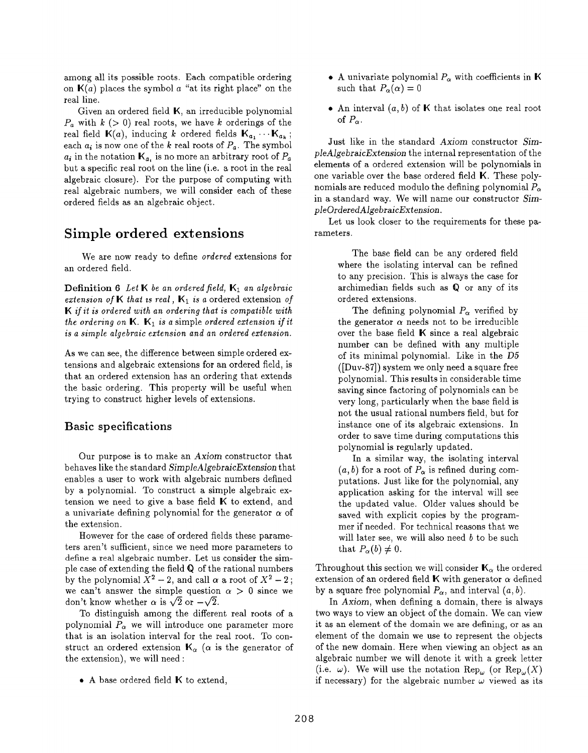among all its possible roots. Each compatible ordering on $\mathbb{K}(a)$ places the symbol $a$ "at its right place" on the real line.

Given an ordered field $\mathbb{K}$, an irreducible polynomial $P_a$ with $k$ ($> 0$) real roots, we have $k$ orderings of the real field $\mathbb{K}(a)$, inducing $k$ ordered fields $\mathbb{K}_{a_1} \cdots \mathbb{K}_{a_k}$; each $a_i$ is now one of the $k$ real roots of $P_a$. The symbol $a_i$ in the notation $\mathbb{K}_{a_i}$ is no more an arbitrary root of $P_a$ but a specific real root on the line (i.e. a root in the real algebraic closure). For the purpose of computing with real algebraic numbers, we will consider each of these ordered fields as an algebraic object.

## Simple ordered extensions

We are now ready to define *ordered* extensions for an ordered field.

**Definition 6** *Let $\mathbb{K}$ be an ordered field, $\mathbb{K}_1$ an algebraic extension of $\mathbb{K}$ that is real, $\mathbb{K}_1$ is a* ordered extension *of $\mathbb{K}$ if it is ordered with an ordering that is compatible with the ordering on $\mathbb{K}$. $\mathbb{K}_1$ is a* simple *ordered extension if it is a simple algebraic extension and an ordered extension.*

As we can see, the difference between simple ordered extensions and algebraic extensions for an ordered field, is that an ordered extension has an ordering that extends the basic ordering. This property will be useful when trying to construct higher levels of extensions.

### Basic specifications

Our purpose is to make an *Axiom* constructor that behaves like the standard *SimpleAlgebraicExtension* that enables a user to work with algebraic numbers defined by a polynomial. To construct a simple algebraic extension we need to give a base field $\mathbb{K}$ to extend, and a univariate defining polynomial for the generator $\alpha$ of the extension.

However for the case of ordered fields these parameters aren't sufficient, since we need more parameters to define a real algebraic number. Let us consider the simple case of extending the field $\mathbb{Q}$ of the rational numbers by the polynomial $X^2 - 2$, and call $\alpha$ a root of $X^2 - 2$; we can't answer the simple question $\alpha > 0$ since we don't know whether $\alpha$ is $\sqrt{2}$ or $-\sqrt{2}$.

To distinguish among the different real roots of a polynomial $P_\alpha$ we will introduce one parameter more that is an isolation interval for the real root. To construct an ordered extension $\mathbb{K}_\alpha$ ($\alpha$ is the generator of the extension), we will need :

- A base ordered field $\mathbb{K}$ to extend,
- A univariate polynomial $P_\alpha$ with coefficients in $\mathbb{K}$ such that $P_\alpha(\alpha) = 0$
- An interval $(a, b)$ of $\mathbb{K}$ that isolates one real root of $P_\alpha$.

Just like in the standard *Axiom* constructor *SimpleAlgebraicExtension* the internal representation of the elements of a ordered extension will be polynomials in one variable over the base ordered field $\mathbb{K}$. These polynomials are reduced modulo the defining polynomial $P_\alpha$ in a standard way. We will name our constructor *SimpleOrderedAlgebraicExtension*.

Let us look closer to the requirements for these parameters.

> The base field can be any ordered field where the isolating interval can be refined to any precision. This is always the case for archimedian fields such as $\mathbb{Q}$ or any of its ordered extensions.
>
> The defining polynomial $P_\alpha$ verified by the generator $\alpha$ needs not to be irreducible over the base field $\mathbb{K}$ since a real algebraic number can be defined with any multiple of its minimal polynomial. Like in the *D5* ([Duv-87]) system we only need a square free polynomial. This results in considerable time saving since factoring of polynomials can be very long, particularly when the base field is not the usual rational numbers field, but for instance one of its algebraic extensions. In order to save time during computations this polynomial is regularly updated.
>
> In a similar way, the isolating interval $(a, b)$ for a root of $P_\alpha$ is refined during computations. Just like for the polynomial, any application asking for the interval will see the updated value. Older values should be saved with explicit copies by the programmer if needed. For technical reasons that we will later see, we will also need $b$ to be such that $P_\alpha(b) \neq 0$.

Throughout this section we will consider $\mathbb{K}_\alpha$ the ordered extension of an ordered field $\mathbb{K}$ with generator $\alpha$ defined by a square free polynomial $P_\alpha$, and interval $(a, b)$.

In *Axiom*, when defining a domain, there is always two ways to view an object of the domain. We can view it as an element of the domain we are defining, or as an element of the domain we use to represent the objects of the new domain. Here when viewing an object as an algebraic number we will denote it with a greek letter (i.e. $\omega$). We will use the notation $\text{Rep}_\omega$ (or $\text{Rep}_\omega(X)$ if necessary) for the algebraic number $\omega$ viewed as its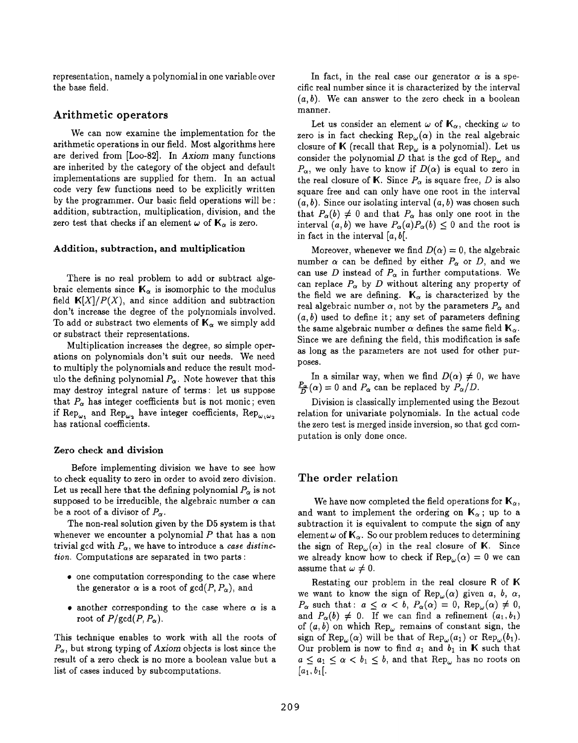representation, namely a polynomial in one variable over the base field.

## Arithmetic operators

We can now examine the implementation for the arithmetic operations in our field. Most algorithms here are derived from [Loo-82]. In *Axiom* many functions are inherited by the category of the object and default implementations are supplied for them. In an actual code very few functions need to be explicitly written by the programmer. Our basic field operations will be: addition, subtraction, multiplication, division, and the zero test that checks if an element $\omega$ of $\mathbf{K}_\alpha$ is zero.

### Addition, subtraction, and multiplication

There is no real problem to add or subtract algebraic elements since $\mathbf{K}_\alpha$ is isomorphic to the modulus field $\mathbf{K}[X]/P(X)$, and since addition and subtraction don't increase the degree of the polynomials involved. To add or substract two elements of $\mathbf{K}_\alpha$ we simply add or substract their representations.

Multiplication increases the degree, so simple operations on polynomials don't suit our needs. We need to multiply the polynomials and reduce the result modulo the defining polynomial $P_\alpha$. Note however that this may destroy integral nature of terms: let us suppose that $P_\alpha$ has integer coefficients but is not monic; even if $\mathrm{Rep}_{\omega_1}$ and $\mathrm{Rep}_{\omega_2}$ have integer coefficients, $\mathrm{Rep}_{\omega_1\omega_2}$ has rational coefficients.

### Zero check and division

Before implementing division we have to see how to check equality to zero in order to avoid zero division. Let us recall here that the defining polynomial $P_\alpha$ is not supposed to be irreducible, the algebraic number $\alpha$ can be a root of a divisor of $P_\alpha$.

The non-real solution given by the D5 system is that whenever we encounter a polynomial $P$ that has a non trivial gcd with $P_\alpha$, we have to introduce a *case distinction*. Computations are separated in two parts:

- one computation corresponding to the case where the generator $\alpha$ is a root of $\gcd(P, P_\alpha)$, and
- another corresponding to the case where $\alpha$ is a root of $P/\gcd(P, P_\alpha)$.

This technique enables to work with all the roots of $P_\alpha$, but strong typing of *Axiom* objects is lost since the result of a zero check is no more a boolean value but a list of cases induced by subcomputations.

In fact, in the real case our generator $\alpha$ is a specific real number since it is characterized by the interval $(a, b)$. We can answer to the zero check in a boolean manner.

Let us consider an element $\omega$ of $\mathbf{K}_\alpha$, checking $\omega$ to zero is in fact checking $\mathrm{Rep}_\omega(\alpha)$ in the real algebraic closure of $\mathbf{K}$ (recall that $\mathrm{Rep}_\omega$ is a polynomial). Let us consider the polynomial $D$ that is the gcd of $\mathrm{Rep}_\omega$ and $P_\alpha$, we only have to know if $D(\alpha)$ is equal to zero in the real closure of $\mathbf{K}$. Since $P_\alpha$ is square free, $D$ is also square free and can only have one root in the interval $(a, b)$. Since our isolating interval $(a, b)$ was chosen such that $P_\alpha(b) \neq 0$ and that $P_\alpha$ has only one root in the interval $(a, b)$ we have $P_\alpha(a)P_\alpha(b) \leq 0$ and the root is in fact in the interval $[a, b[$.

Moreover, whenever we find $D(\alpha) = 0$, the algebraic number $\alpha$ can be defined by either $P_\alpha$ or $D$, and we can use $D$ instead of $P_\alpha$ in further computations. We can replace $P_\alpha$ by $D$ without altering any property of the field we are defining. $\mathbf{K}_\alpha$ is characterized by the real algebraic number $\alpha$, not by the parameters $P_\alpha$ and $(a, b)$ used to define it; any set of parameters defining the same algebraic number $\alpha$ defines the same field $\mathbf{K}_\alpha$. Since we are defining the field, this modification is safe as long as the parameters are not used for other purposes.

In a similar way, when we find $D(\alpha) \neq 0$, we have $\frac{P_\alpha}{D}(\alpha) = 0$ and $P_\alpha$ can be replaced by $P_\alpha/D$.

Division is classically implemented using the Bezout relation for univariate polynomials. In the actual code the zero test is merged inside inversion, so that gcd computation is only done once.

## The order relation

We have now completed the field operations for $\mathbf{K}_\alpha$, and want to implement the ordering on $\mathbf{K}_\alpha$; up to a subtraction it is equivalent to compute the sign of any element $\omega$ of $\mathbf{K}_\alpha$. So our problem reduces to determining the sign of $\mathrm{Rep}_\omega(\alpha)$ in the real closure of $\mathbf{K}$. Since we already know how to check if $\mathrm{Rep}_\omega(\alpha) = 0$ we can assume that $\omega \neq 0$.

Restating our problem in the real closure $\mathbf{R}$ of $\mathbf{K}$ we want to know the sign of $\mathrm{Rep}_\omega(\alpha)$ given $a$, $b$, $\alpha$, $P_\alpha$ such that: $a \leq \alpha < b$, $P_\alpha(\alpha) = 0$, $\mathrm{Rep}_\omega(\alpha) \neq 0$, and $P_\alpha(b) \neq 0$. If we can find a refinement $(a_1, b_1)$ of $(a, b)$ on which $\mathrm{Rep}_\omega$ remains of constant sign, the sign of $\mathrm{Rep}_\omega(\alpha)$ will be that of $\mathrm{Rep}_\omega(a_1)$ or $\mathrm{Rep}_\omega(b_1)$. Our problem is now to find $a_1$ and $b_1$ in $\mathbf{K}$ such that $a \leq a_1 \leq \alpha < b_1 \leq b$, and that $\mathrm{Rep}_\omega$ has no roots on $[a_1, b_1[$.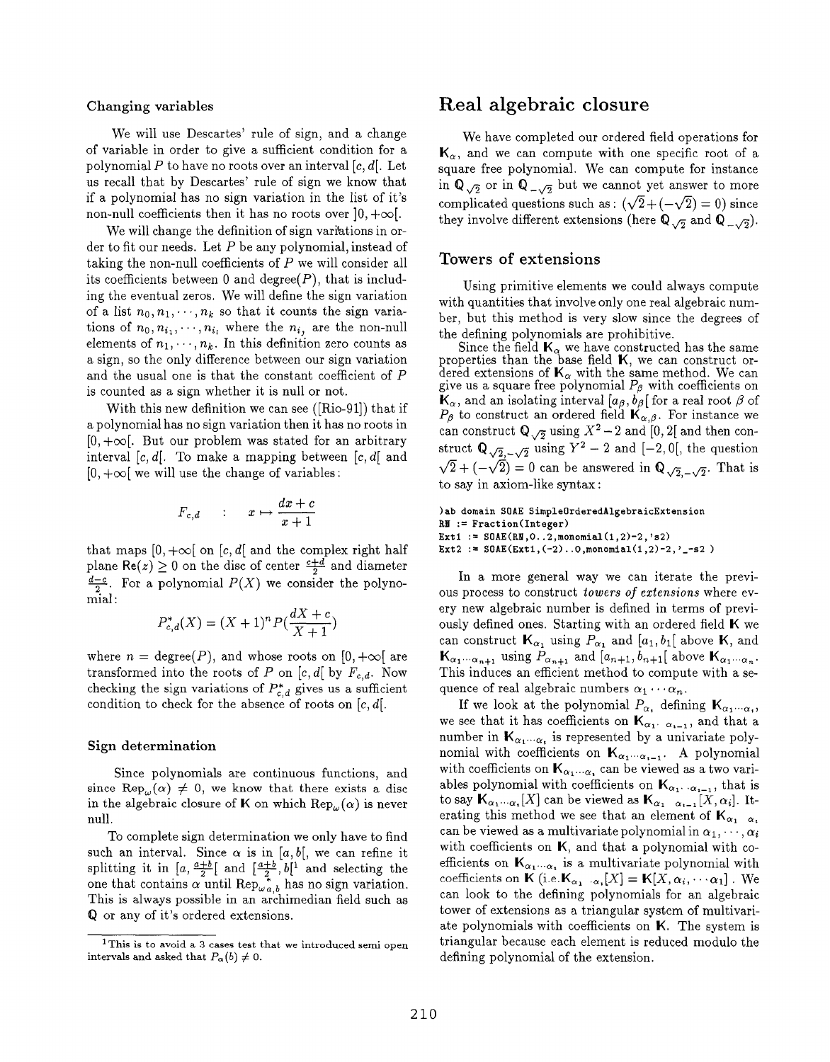### Changing variables

We will use Descartes' rule of sign, and a change of variable in order to give a sufficient condition for a polynomial $P$ to have no roots over an interval $[c, d[$. Let us recall that by Descartes' rule of sign we know that if a polynomial has no sign variation in the list of it's non-null coefficients then it has no roots over $]0, +\infty[$.

We will change the definition of sign variations in order to fit our needs. Let $P$ be any polynomial, instead of taking the non-null coefficients of $P$ we will consider all its coefficients between 0 and degree($P$), that is including the eventual zeros. We will define the sign variation of a list $n_0, n_1, \cdots, n_k$ so that it counts the sign variations of $n_0, n_{i_1}, \cdots, n_{i_l}$ where the $n_{i_j}$ are the non-null elements of $n_1, \cdots, n_k$. In this definition zero counts as a sign, so the only difference between our sign variation and the usual one is that the constant coefficient of $P$ is counted as a sign whether it is null or not.

With this new definition we can see ([Rio-91]) that if a polynomial has no sign variation then it has no roots in $[0, +\infty[$. But our problem was stated for an arbitrary interval $[c, d[$. To make a mapping between $[c, d[$ and $[0, +\infty[$ we will use the change of variables:

$$F_{c,d} \quad : \quad x \mapsto \frac{dx + c}{x + 1}$$

that maps $[0, +\infty[$ on $[c, d[$ and the complex right half plane $\mathrm{Re}(z) \geq 0$ on the disc of center $\frac{c+d}{2}$ and diameter $\frac{d-c}{2}$. For a polynomial $P(X)$ we consider the polynomial:

$$P^*_{c,d}(X) = (X+1)^n P(\frac{dX + c}{X + 1})$$

where $n = \mathrm{degree}(P)$, and whose roots on $[0, +\infty[$ are transformed into the roots of $P$ on $[c, d[$ by $F_{c,d}$. Now checking the sign variations of $P^*_{c,d}$ gives us a sufficient condition to check for the absence of roots on $[c, d[$.

### Sign determination

Since polynomials are continuous functions, and since $\mathrm{Rep}_\omega(\alpha) \neq 0$, we know that there exists a disc in the algebraic closure of $\mathbb{K}$ on which $\mathrm{Rep}_\omega(\alpha)$ is never null.

To complete sign determination we only have to find such an interval. Since $\alpha$ is in $[a, b[$, we can refine it splitting it in $[a, \frac{a+b}{2}[$ and $[\frac{a+b}{2}, b[$[1] and selecting the one that contains $\alpha$ until $\mathrm{Rep}^*_{\omega\, a,b}$ has no sign variation. This is always possible in an archimedian field such as $\mathbb{Q}$ or any of it's ordered extensions.

[1] This is to avoid a 3 cases test that we introduced semi open intervals and asked that $P_\alpha(b) \neq 0$.

## Real algebraic closure

We have completed our ordered field operations for $\mathbb{K}_\alpha$, and we can compute with one specific root of a square free polynomial. We can compute for instance in $\mathbb{Q}_{\sqrt{2}}$ or in $\mathbb{Q}_{-\sqrt{2}}$ but we cannot yet answer to more complicated questions such as: $(\sqrt{2} + (-\sqrt{2}) = 0)$ since they involve different extensions (here $\mathbb{Q}_{\sqrt{2}}$ and $\mathbb{Q}_{-\sqrt{2}}$).

### Towers of extensions

Using primitive elements we could always compute with quantities that involve only one real algebraic number, but this method is very slow since the degrees of the defining polynomials are prohibitive.

Since the field $\mathbb{K}_\alpha$ we have constructed has the same properties than the base field $\mathbb{K}$, we can construct ordered extensions of $\mathbb{K}_\alpha$ with the same method. We can give us a square free polynomial $P_\beta$ with coefficients on $\mathbb{K}_\alpha$, and an isolating interval $[a_\beta, b_\beta[$ for a real root $\beta$ of $P_\beta$ to construct an ordered field $\mathbb{K}_{\alpha,\beta}$. For instance we can construct $\mathbb{Q}_{\sqrt{2}}$ using $X^2 - 2$ and $[0, 2[$ and then construct $\mathbb{Q}_{\sqrt{2},-\sqrt{2}}$ using $Y^2 - 2$ and $[-2, 0[$, the question $\sqrt{2} + (-\sqrt{2}) = 0$ can be answered in $\mathbb{Q}_{\sqrt{2},-\sqrt{2}}$. That is to say in axiom-like syntax:

```
)ab domain SOAE SimpleOrderedAlgebraicExtension
RN := Fraction(Integer)
Ext1 := SOAE(RN,0..2,monomial(1,2)-2,'s2)
Ext2 := SOAE(Ext1,(-2)..0,monomial(1,2)-2,'_-s2 )
```

In a more general way we can iterate the previous process to construct *towers of extensions* where every new algebraic number is defined in terms of previously defined ones. Starting with an ordered field $\mathbb{K}$ we can construct $\mathbb{K}_{\alpha_1}$ using $P_{\alpha_1}$ and $[a_1, b_1[$ above $\mathbb{K}$, and $\mathbb{K}_{\alpha_1 \cdots \alpha_{n+1}}$ using $P_{\alpha_{n+1}}$ and $[a_{n+1}, b_{n+1}[$ above $\mathbb{K}_{\alpha_1 \cdots \alpha_n}$. This induces an efficient method to compute with a sequence of real algebraic numbers $\alpha_1 \cdots \alpha_n$.

If we look at the polynomial $P_{\alpha_i}$ defining $\mathbb{K}_{\alpha_1 \cdots \alpha_i}$, we see that it has coefficients on $\mathbb{K}_{\alpha_1 \cdots \alpha_{i-1}}$, and that a number in $\mathbb{K}_{\alpha_1 \cdots \alpha_i}$ is represented by a univariate polynomial with coefficients on $\mathbb{K}_{\alpha_1 \cdots \alpha_{i-1}}$. A polynomial with coefficients on $\mathbb{K}_{\alpha_1 \cdots \alpha_i}$ can be viewed as a two variables polynomial with coefficients on $\mathbb{K}_{\alpha_1 \cdots \alpha_{i-1}}$, that is to say $\mathbb{K}_{\alpha_1 \cdots \alpha_i}[X]$ can be viewed as $\mathbb{K}_{\alpha_1 \cdots \alpha_{i-1}}[X, \alpha_i]$. Iterating this method we see that an element of $\mathbb{K}_{\alpha_1 \cdots \alpha_i}$ can be viewed as a multivariate polynomial in $\alpha_1, \cdots, \alpha_i$ with coefficients on $\mathbb{K}$, and that a polynomial with coefficients on $\mathbb{K}_{\alpha_1 \cdots \alpha_i}$ is a multivariate polynomial with coefficients on $\mathbb{K}$ (i.e. $\mathbb{K}_{\alpha_1 \cdots \alpha_i}[X] = \mathbb{K}[X, \alpha_i, \cdots \alpha_1]$ . We can look to the defining polynomials for an algebraic tower of extensions as a triangular system of multivariate polynomials with coefficients on $\mathbb{K}$. The system is triangular because each element is reduced modulo the defining polynomial of the extension.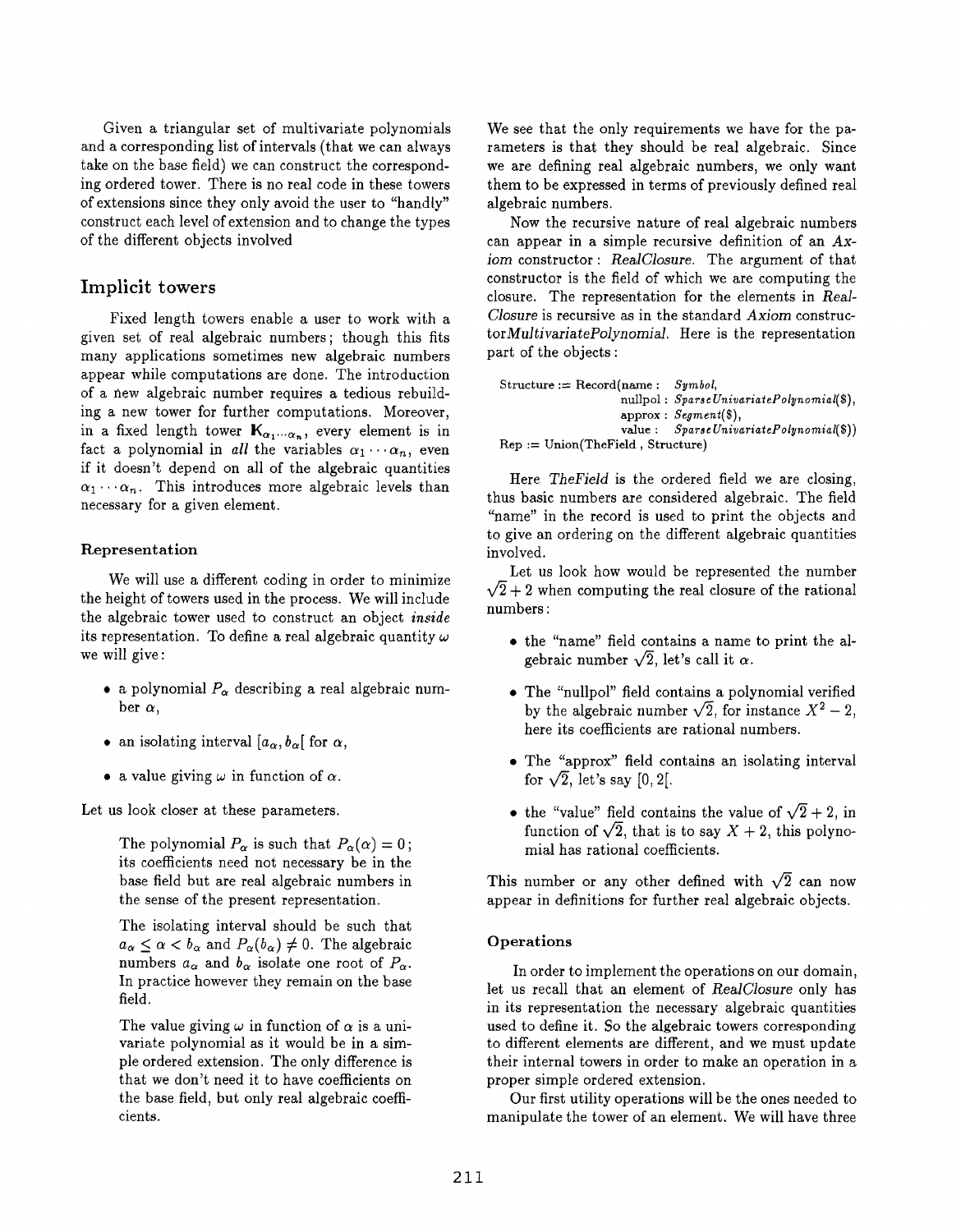Given a triangular set of multivariate polynomials and a corresponding list of intervals (that we can always take on the base field) we can construct the corresponding ordered tower. There is no real code in these towers of extensions since they only avoid the user to "handly" construct each level of extension and to change the types of the different objects involved

## Implicit towers

Fixed length towers enable a user to work with a given set of real algebraic numbers; though this fits many applications sometimes new algebraic numbers appear while computations are done. The introduction of a new algebraic number requires a tedious rebuilding a new tower for further computations. Moreover, in a fixed length tower $\mathbf{K}_{\alpha_1 \cdots \alpha_n}$, every element is in fact a polynomial in *all* the variables $\alpha_1 \cdots \alpha_n$, even if it doesn't depend on all of the algebraic quantities $\alpha_1 \cdots \alpha_n$. This introduces more algebraic levels than necessary for a given element.

### Representation

We will use a different coding in order to minimize the height of towers used in the process. We will include the algebraic tower used to construct an object *inside* its representation. To define a real algebraic quantity $\omega$ we will give:

- a polynomial $P_\alpha$ describing a real algebraic number $\alpha$,
- an isolating interval $[a_\alpha, b_\alpha[$ for $\alpha$,
- a value giving $\omega$ in function of $\alpha$.

Let us look closer at these parameters.

> The polynomial $P_\alpha$ is such that $P_\alpha(\alpha) = 0$; its coefficients need not necessary be in the base field but are real algebraic numbers in the sense of the present representation.
>
> The isolating interval should be such that $a_\alpha \leq \alpha < b_\alpha$ and $P_\alpha(b_\alpha) \neq 0$. The algebraic numbers $a_\alpha$ and $b_\alpha$ isolate one root of $P_\alpha$. In practice however they remain on the base field.
>
> The value giving $\omega$ in function of $\alpha$ is a univariate polynomial as it would be in a simple ordered extension. The only difference is that we don't need it to have coefficients on the base field, but only real algebraic coefficients.

We see that the only requirements we have for the parameters is that they should be real algebraic. Since we are defining real algebraic numbers, we only want them to be expressed in terms of previously defined real algebraic numbers.

Now the recursive nature of real algebraic numbers can appear in a simple recursive definition of an *Axiom* constructor: *RealClosure*. The argument of that constructor is the field of which we are computing the closure. The representation for the elements in *RealClosure* is recursive as in the standard *Axiom* constructor*MultivariatePolynomial*. Here is the representation part of the objects:

```
Structure := Record(name :   Symbol,
                    nullpol : SparseUnivariatePolynomial($),
                    approx :  Segment($),
                    value :   SparseUnivariatePolynomial($))
Rep := Union(TheField , Structure)
```

Here *TheField* is the ordered field we are closing, thus basic numbers are considered algebraic. The field "name" in the record is used to print the objects and to give an ordering on the different algebraic quantities involved.

Let us look how would be represented the number $\sqrt{2} + 2$ when computing the real closure of the rational numbers:

- the "name" field contains a name to print the algebraic number $\sqrt{2}$, let's call it $\alpha$.
- The "nullpol" field contains a polynomial verified by the algebraic number $\sqrt{2}$, for instance $X^2 - 2$, here its coefficients are rational numbers.
- The "approx" field contains an isolating interval for $\sqrt{2}$, let's say $[0, 2[$.
- the "value" field contains the value of $\sqrt{2} + 2$, in function of $\sqrt{2}$, that is to say $X + 2$, this polynomial has rational coefficients.

This number or any other defined with $\sqrt{2}$ can now appear in definitions for further real algebraic objects.

### Operations

In order to implement the operations on our domain, let us recall that an element of *RealClosure* only has in its representation the necessary algebraic quantities used to define it. So the algebraic towers corresponding to different elements are different, and we must update their internal towers in order to make an operation in a proper simple ordered extension.

Our first utility operations will be the ones needed to manipulate the tower of an element. We will have three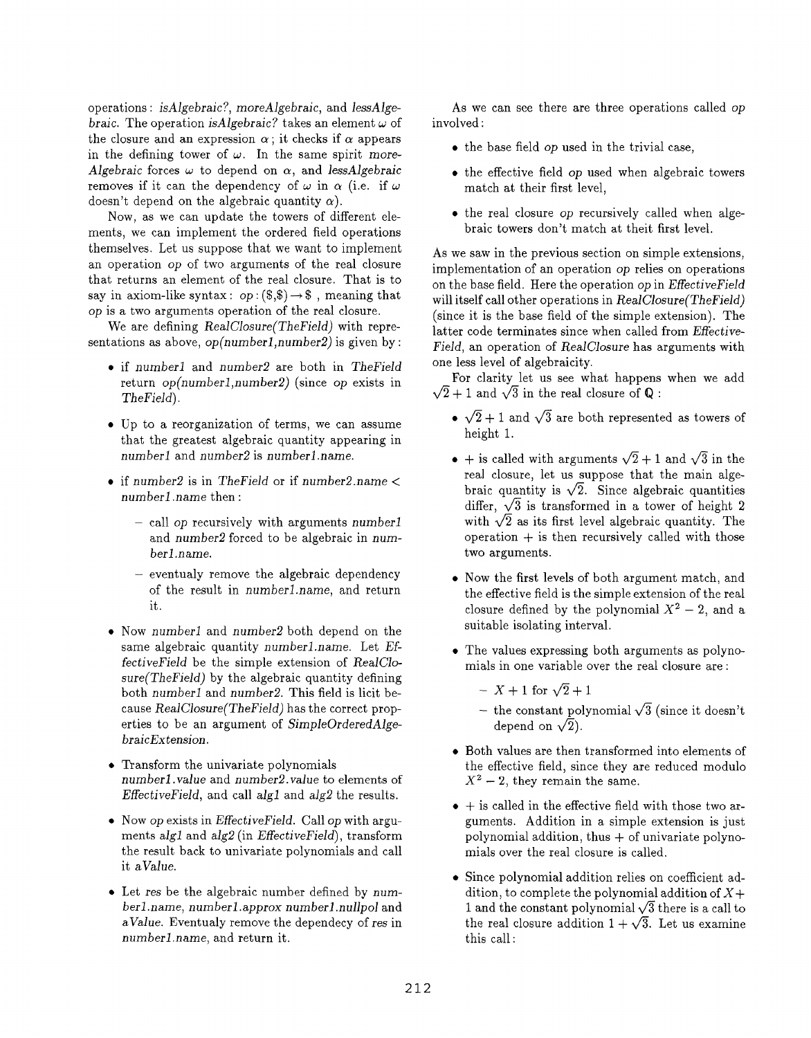operations: *isAlgebraic?*, *moreAlgebraic*, and *lessAlgebraic*. The operation *isAlgebraic?* takes an element $\omega$ of the closure and an expression $\alpha$; it checks if $\alpha$ appears in the defining tower of $\omega$. In the same spirit *moreAlgebraic* forces $\omega$ to depend on $\alpha$, and *lessAlgebraic* removes if it can the dependency of $\omega$ in $\alpha$ (i.e. if $\omega$ doesn't depend on the algebraic quantity $\alpha$).

Now, as we can update the towers of different elements, we can implement the ordered field operations themselves. Let us suppose that we want to implement an operation *op* of two arguments of the real closure that returns an element of the real closure. That is to say in axiom-like syntax: $op : (\$,\$) \rightarrow \$$ , meaning that *op* is a two arguments operation of the real closure.

We are defining *RealClosure(TheField)* with representations as above, *op(number1,number2)* is given by:

- if *number1* and *number2* are both in *TheField* return *op(number1,number2)* (since *op* exists in *TheField*).
- Up to a reorganization of terms, we can assume that the greatest algebraic quantity appearing in *number1* and *number2* is *number1.name*.
- if *number2* is in *TheField* or if *number2.name* < *number1.name* then:
  - call *op* recursively with arguments *number1* and *number2* forced to be algebraic in *number1.name*.
  - eventualy remove the algebraic dependency of the result in *number1.name*, and return it.
- Now *number1* and *number2* both depend on the same algebraic quantity *number1.name*. Let *EffectiveField* be the simple extension of *RealClosure(TheField)* by the algebraic quantity defining both *number1* and *number2*. This field is licit because *RealClosure(TheField)* has the correct properties to be an argument of *SimpleOrderedAlgebraicExtension*.
- Transform the univariate polynomials *number1.value* and *number2.value* to elements of *EffectiveField*, and call *alg1* and *alg2* the results.
- Now *op* exists in *EffectiveField*. Call *op* with arguments *alg1* and *alg2* (in *EffectiveField*), transform the result back to univariate polynomials and call it *aValue*.
- Let *res* be the algebraic number defined by *number1.name*, *number1.approx* *number1.nullpol* and *aValue*. Eventualy remove the dependecy of *res* in *number1.name*, and return it.

As we can see there are three operations called *op* involved:

- the base field *op* used in the trivial case,
- the effective field *op* used when algebraic towers match at their first level,
- the real closure *op* recursively called when algebraic towers don't match at theit first level.

As we saw in the previous section on simple extensions, implementation of an operation *op* relies on operations on the base field. Here the operation *op* in *EffectiveField* will itself call other operations in *RealClosure(TheField)* (since it is the base field of the simple extension). The latter code terminates since when called from *EffectiveField*, an operation of *RealClosure* has arguments with one less level of algebraicity.

For clarity let us see what happens when we add $\sqrt{2}+1$ and $\sqrt{3}$ in the real closure of $\mathbb{Q}$:

- $\sqrt{2}+1$ and $\sqrt{3}$ are both represented as towers of height 1.
- $+$ is called with arguments $\sqrt{2}+1$ and $\sqrt{3}$ in the real closure, let us suppose that the main algebraic quantity is $\sqrt{2}$. Since algebraic quantities differ, $\sqrt{3}$ is transformed in a tower of height 2 with $\sqrt{2}$ as its first level algebraic quantity. The operation $+$ is then recursively called with those two arguments.
- Now the first levels of both argument match, and the effective field is the simple extension of the real closure defined by the polynomial $X^2-2$, and a suitable isolating interval.
- The values expressing both arguments as polynomials in one variable over the real closure are:
  - $X+1$ for $\sqrt{2}+1$
  - the constant polynomial $\sqrt{3}$ (since it doesn't depend on $\sqrt{2}$).
- Both values are then transformed into elements of the effective field, since they are reduced modulo $X^2-2$, they remain the same.
- $+$ is called in the effective field with those two arguments. Addition in a simple extension is just polynomial addition, thus $+$ of univariate polynomials over the real closure is called.
- Since polynomial addition relies on coefficient addition, to complete the polynomial addition of $X+1$ and the constant polynomial $\sqrt{3}$ there is a call to the real closure addition $1+\sqrt{3}$. Let us examine this call: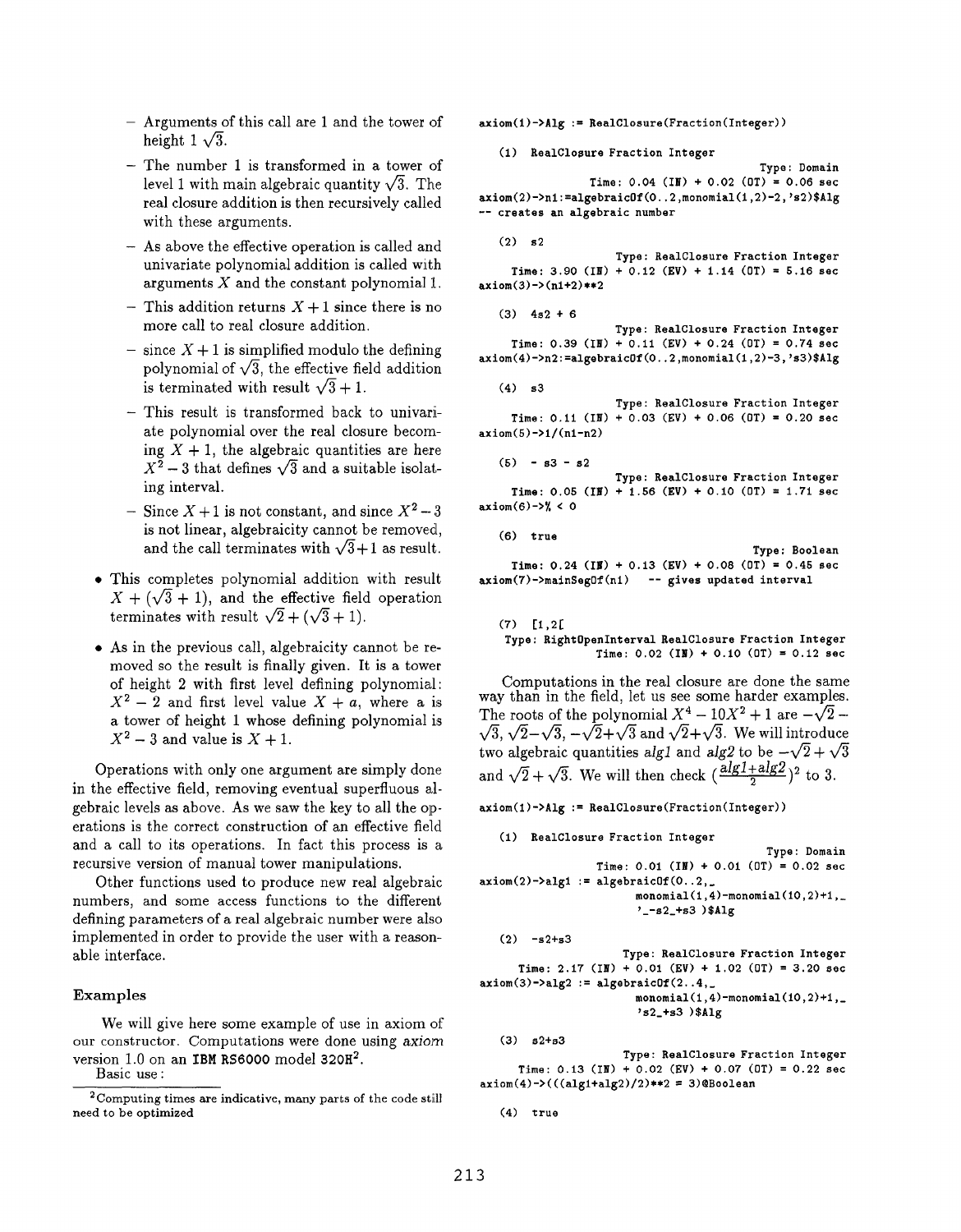- Arguments of this call are 1 and the tower of height 1 $\sqrt{3}$.
- The number 1 is transformed in a tower of level 1 with main algebraic quantity $\sqrt{3}$. The real closure addition is then recursively called with these arguments.
- As above the effective operation is called and univariate polynomial addition is called with arguments $X$ and the constant polynomial 1.
- This addition returns $X+1$ since there is no more call to real closure addition.
- since $X+1$ is simplified modulo the defining polynomial of $\sqrt{3}$, the effective field addition is terminated with result $\sqrt{3}+1$.
- This result is transformed back to univariate polynomial over the real closure becoming $X+1$, the algebraic quantities are here $X^2-3$ that defines $\sqrt{3}$ and a suitable isolating interval.
- Since $X+1$ is not constant, and since $X^2-3$ is not linear, algebraicity cannot be removed, and the call terminates with $\sqrt{3}+1$ as result.

- This completes polynomial addition with result $X+(\sqrt{3}+1)$, and the effective field operation terminates with result $\sqrt{2}+(\sqrt{3}+1)$.
- As in the previous call, algebraicity cannot be removed so the result is finally given. It is a tower of height 2 with first level defining polynomial: $X^2-2$ and first level value $X+a$, where $a$ is a tower of height 1 whose defining polynomial is $X^2-3$ and value is $X+1$.

Operations with only one argument are simply done in the effective field, removing eventual superfluous algebraic levels as above. As we saw the key to all the operations is the correct construction of an effective field and a call to its operations. In fact this process is a recursive version of manual tower manipulations.

Other functions used to produce new real algebraic numbers, and some access functions to the different defining parameters of a real algebraic number were also implemented in order to provide the user with a reasonable interface.

### Examples

We will give here some example of use in axiom of our constructor. Computations were done using *axiom* version 1.0 on an **IBM RS6000** model **320H**[2].

Basic use:

```
axiom(1)->Alg := RealClosure(Fraction(Integer))

   (1)  RealClosure Fraction Integer
                                                  Type: Domain
                   Time: 0.04 (IN) + 0.02 (OT) = 0.06 sec
axiom(2)->n1:=algebraicOf(0..2,monomial(1,2)-2,'s2)$Alg
-- creates an algebraic number

   (2)  s2
                        Type: RealClosure Fraction Integer
        Time: 3.90 (IN) + 0.12 (EV) + 1.14 (OT) = 5.16 sec
axiom(3)->(n1+2)**2

   (3)  4s2 + 6
                        Type: RealClosure Fraction Integer
        Time: 0.39 (IN) + 0.11 (EV) + 0.24 (OT) = 0.74 sec
axiom(4)->n2:=algebraicOf(0..2,monomial(1,2)-3,'s3)$Alg

   (4)  s3
                        Type: RealClosure Fraction Integer
        Time: 0.11 (IN) + 0.03 (EV) + 0.06 (OT) = 0.20 sec
axiom(5)->1/(n1-n2)

   (5)  - s3 - s2
                        Type: RealClosure Fraction Integer
        Time: 0.05 (IN) + 1.56 (EV) + 0.10 (OT) = 1.71 sec
axiom(6)->% < 0

   (6)  true
                                                 Type: Boolean
        Time: 0.24 (IN) + 0.13 (EV) + 0.08 (OT) = 0.45 sec
axiom(7)->mainSegOf(n1)   -- gives updated interval


   (7)  [1,2[
    Type: RightOpenInterval RealClosure Fraction Integer
                   Time: 0.02 (IN) + 0.10 (OT) = 0.12 sec
```

Computations in the real closure are done the same way than in the field, let us see some harder examples. The roots of the polynomial $X^4-10X^2+1$ are $-\sqrt{2}-\sqrt{3}$, $\sqrt{2}-\sqrt{3}$, $-\sqrt{2}+\sqrt{3}$ and $\sqrt{2}+\sqrt{3}$. We will introduce two algebraic quantities *alg1* and *alg2* to be $-\sqrt{2}+\sqrt{3}$ and $\sqrt{2}+\sqrt{3}$. We will then check $(\frac{alg1+alg2}{2})^2$ to 3.

```
axiom(1)->Alg := RealClosure(Fraction(Integer))

   (1)  RealClosure Fraction Integer
                                                  Type: Domain
                   Time: 0.01 (IN) + 0.01 (OT) = 0.02 sec
axiom(2)->alg1 := algebraicOf(0..2,_
                    monomial(1,4)-monomial(10,2)+1,_
                    '_-s2_+s3 )$Alg

   (2)  -s2+s3
                        Type: RealClosure Fraction Integer
      Time: 2.17 (IN) + 0.01 (EV) + 1.02 (OT) = 3.20 sec
axiom(3)->alg2 := algebraicOf(2..4,_
                    monomial(1,4)-monomial(10,2)+1,_
                    's2_+s3 )$Alg

   (3)  s2+s3
                        Type: RealClosure Fraction Integer
      Time: 0.13 (IN) + 0.02 (EV) + 0.07 (OT) = 0.22 sec
axiom(4)->(((alg1+alg2)/2)**2 = 3)@Boolean

   (4)  true
```

[2] Computing times are indicative, many parts of the code still need to be optimized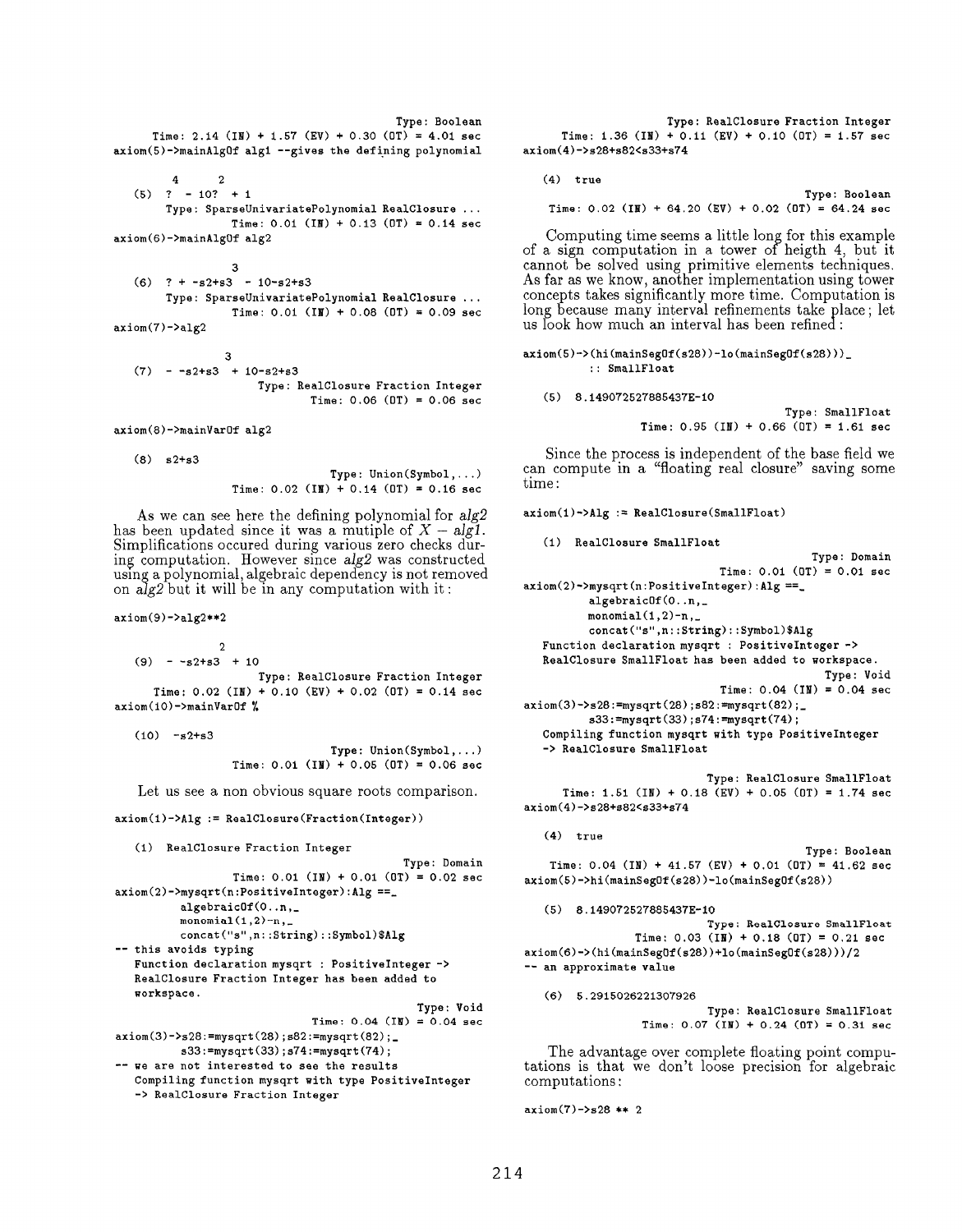```
                                                 Type: Boolean
      Time: 2.14 (IN) + 1.57 (EV) + 0.30 (OT) = 4.01 sec
axiom(5)->mainAlgOf alg1 --gives the defining polynomial

         4     2
   (5)  ?  - 10?  + 1
       Type: SparseUnivariatePolynomial RealClosure ...
                Time: 0.01 (IN) + 0.13 (OT) = 0.14 sec
axiom(6)->mainAlgOf alg2

                     3
   (6)  ? + -s2+s3  - 10-s2+s3
       Type: SparseUnivariatePolynomial RealClosure ...
                Time: 0.01 (IN) + 0.08 (OT) = 0.09 sec
axiom(7)->alg2

                 3
   (7)  - -s2+s3  + 10-s2+s3
                     Type: RealClosure Fraction Integer
                                 Time: 0.06 (OT) = 0.06 sec

axiom(8)->mainVarOf alg2

   (8)  s2+s3
                              Type: Union(Symbol,...)
                Time: 0.02 (IN) + 0.14 (OT) = 0.16 sec
```

As we can see here the defining polynomial for *alg2* has been updated since it was a mutiple of $X - alg1$. Simplifications occured during various zero checks during computation. However since *alg2* was constructed using a polynomial, algebraic dependency is not removed on *alg2* but it will be in any computation with it:

```
axiom(9)->alg2**2

                 2
   (9)  - -s2+s3  + 10
                     Type: RealClosure Fraction Integer
     Time: 0.02 (IN) + 0.10 (EV) + 0.02 (OT) = 0.14 sec
axiom(10)->mainVarOf %

   (10)  -s2+s3
                              Type: Union(Symbol,...)
                Time: 0.01 (IN) + 0.05 (OT) = 0.06 sec
```

Let us see a non obvious square roots comparison.

```
axiom(1)->Alg := RealClosure(Fraction(Integer))

   (1)  RealClosure Fraction Integer
                                          Type: Domain
                Time: 0.01 (IN) + 0.01 (OT) = 0.02 sec
axiom(2)->mysqrt(n:PositiveInteger):Alg ==_
         algebraicOf(0..n,_
         monomial(1,2)-n,_
         concat("s",n::String)::Symbol)$Alg
-- this avoids typing
   Function declaration mysqrt : PositiveInteger ->
   RealClosure Fraction Integer has been added to
   workspace.
                                           Type: Void
                              Time: 0.04 (IN) = 0.04 sec
axiom(3)->s28:=mysqrt(28);s82:=mysqrt(82);_
         s33:=mysqrt(33);s74:=mysqrt(74);
-- we are not interested to see the results
   Compiling function mysqrt with type PositiveInteger
   -> RealClosure Fraction Integer

                     Type: RealClosure Fraction Integer
     Time: 1.36 (IN) + 0.11 (EV) + 0.10 (OT) = 1.57 sec
axiom(4)->s28+s82<s33+s74

   (4)  true
                                         Type: Boolean
   Time: 0.02 (IN) + 64.20 (EV) + 0.02 (OT) = 64.24 sec
```

Computing time seems a little long for this example of a sign computation in a tower of heigth 4, but it cannot be solved using primitive elements techniques. As far as we know, another implementation using tower concepts takes significantly more time. Computation is long because many interval refinements take place; let us look how much an interval has been refined:

```
axiom(5)->(hi(mainSegOf(s28))-lo(mainSegOf(s28)))_
         :: SmallFloat

   (5)  8.149072527885437E-10
                                      Type: SmallFloat
                Time: 0.95 (IN) + 0.66 (OT) = 1.61 sec
```

Since the process is independent of the base field we can compute in a "floating real closure" saving some time:

```
axiom(1)->Alg := RealClosure(SmallFloat)

   (1)  RealClosure SmallFloat
                                          Type: Domain
                              Time: 0.01 (OT) = 0.01 sec
axiom(2)->mysqrt(n:PositiveInteger):Alg ==_
         algebraicOf(0..n,_
         monomial(1,2)-n,_
         concat("s",n::String)::Symbol)$Alg
   Function declaration mysqrt : PositiveInteger ->
   RealClosure SmallFloat has been added to workspace.
                                            Type: Void
                              Time: 0.04 (IN) = 0.04 sec
axiom(3)->s28:=mysqrt(28);s82:=mysqrt(82);_
         s33:=mysqrt(33);s74:=mysqrt(74);
   Compiling function mysqrt with type PositiveInteger
   -> RealClosure SmallFloat

                          Type: RealClosure SmallFloat
     Time: 1.51 (IN) + 0.18 (EV) + 0.05 (OT) = 1.74 sec
axiom(4)->s28+s82<s33+s74

   (4)  true
                                         Type: Boolean
   Time: 0.04 (IN) + 41.57 (EV) + 0.01 (OT) = 41.62 sec
axiom(5)->hi(mainSegOf(s28))-lo(mainSegOf(s28))

   (5)  8.149072527885437E-10
                          Type: RealClosure SmallFloat
                Time: 0.03 (IN) + 0.18 (OT) = 0.21 sec
axiom(6)->(hi(mainSegOf(s28))+lo(mainSegOf(s28)))/2
-- an approximate value

   (6)  5.2915026221307926
                          Type: RealClosure SmallFloat
                Time: 0.07 (IN) + 0.24 (OT) = 0.31 sec
```

The advantage over complete floating point computations is that we don't loose precision for algebraic computations:

```
axiom(7)->s28 ** 2
```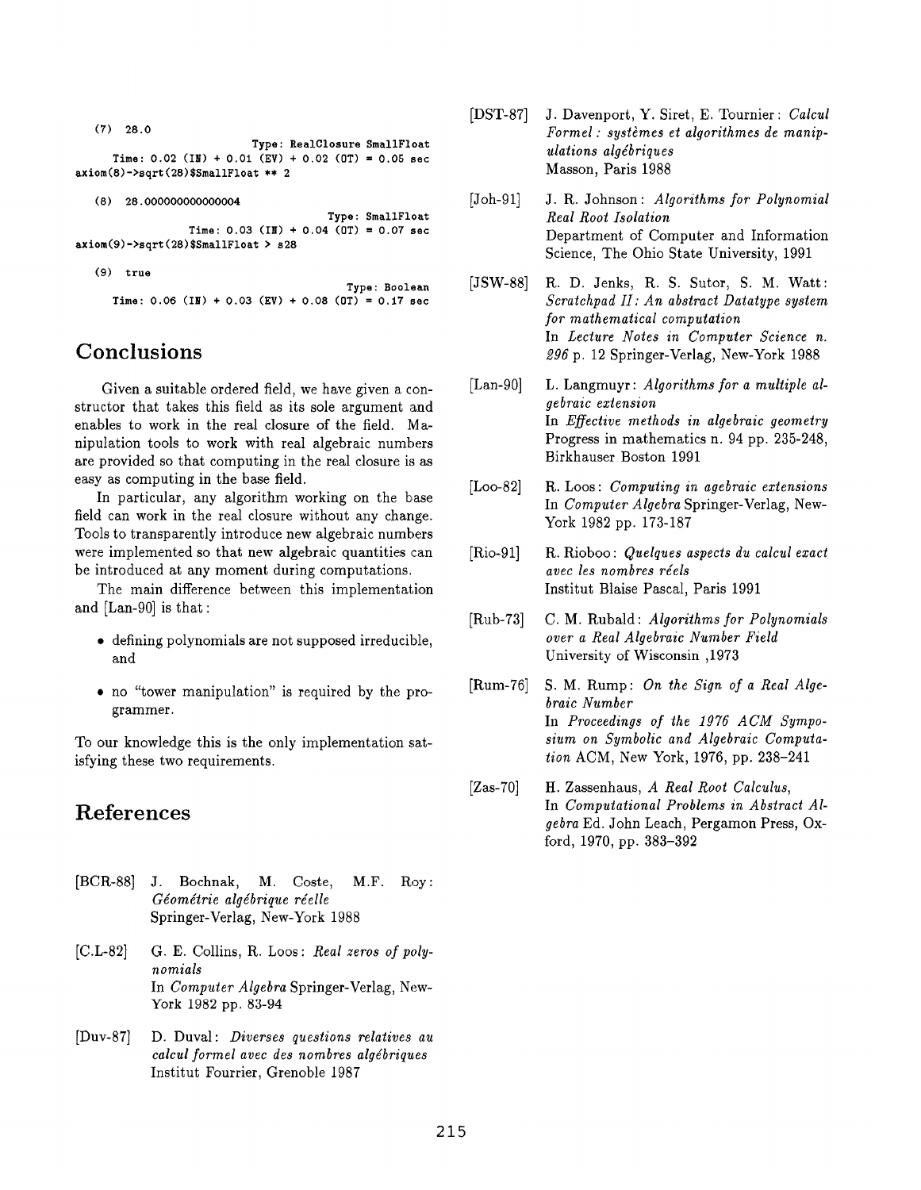```
   (7)  28.0
                                    Type: RealClosure SmallFloat
      Time: 0.02 (IN) + 0.01 (EV) + 0.02 (OT) = 0.05 sec
axiom(8)->sqrt(28)$SmallFloat ** 2

   (8)  28.000000000000004
                                              Type: SmallFloat
              Time: 0.03 (IN) + 0.04 (OT) = 0.07 sec
axiom(9)->sqrt(28)$SmallFloat > s28

   (9)  true
                                                 Type: Boolean
      Time: 0.06 (IN) + 0.03 (EV) + 0.08 (OT) = 0.17 sec
```

## Conclusions

Given a suitable ordered field, we have given a constructor that takes this field as its sole argument and enables to work in the real closure of the field. Manipulation tools to work with real algebraic numbers are provided so that computing in the real closure is as easy as computing in the base field.

In particular, any algorithm working on the base field can work in the real closure without any change. Tools to transparently introduce new algebraic numbers were implemented so that new algebraic quantities can be introduced at any moment during computations.

The main difference between this implementation and [Lan-90] is that:

- defining polynomials are not supposed irreducible, and
- no "tower manipulation" is required by the programmer.

To our knowledge this is the only implementation satisfying these two requirements.

## References

[BCR-88] J. Bochnak, M. Coste, M.F. Roy: *Géométrie algébrique réelle* Springer-Verlag, New-York 1988

[C.L-82] G. E. Collins, R. Loos: *Real zeros of polynomials* In *Computer Algebra* Springer-Verlag, New-York 1982 pp. 83-94

[Duv-87] D. Duval: *Diverses questions relatives au calcul formel avec des nombres algébriques* Institut Fourrier, Grenoble 1987

[DST-87] J. Davenport, Y. Siret, E. Tournier: *Calcul Formel : systèmes et algorithmes de manipulations algébriques* Masson, Paris 1988

[Joh-91] J. R. Johnson: *Algorithms for Polynomial Real Root Isolation* Department of Computer and Information Science, The Ohio State University, 1991

[JSW-88] R. D. Jenks, R. S. Sutor, S. M. Watt: *Scratchpad II: An abstract Datatype system for mathematical computation* In *Lecture Notes in Computer Science n. 296* p. 12 Springer-Verlag, New-York 1988

[Lan-90] L. Langmuyr: *Algorithms for a multiple algebraic extension* In *Effective methods in algebraic geometry* Progress in mathematics n. 94 pp. 235-248, Birkhauser Boston 1991

[Loo-82] R. Loos: *Computing in agebraic extensions* In *Computer Algebra* Springer-Verlag, New-York 1982 pp. 173-187

[Rio-91] R. Rioboo: *Quelques aspects du calcul exact avec les nombres réels* Institut Blaise Pascal, Paris 1991

[Rub-73] C. M. Rubald: *Algorithms for Polynomials over a Real Algebraic Number Field* University of Wisconsin ,1973

[Rum-76] S. M. Rump: *On the Sign of a Real Algebraic Number* In *Proceedings of the 1976 ACM Symposium on Symbolic and Algebraic Computation* ACM, New York, 1976, pp. 238–241

[Zas-70] H. Zassenhaus, *A Real Root Calculus,* In *Computational Problems in Abstract Algebra* Ed. John Leach, Pergamon Press, Oxford, 1970, pp. 383–392